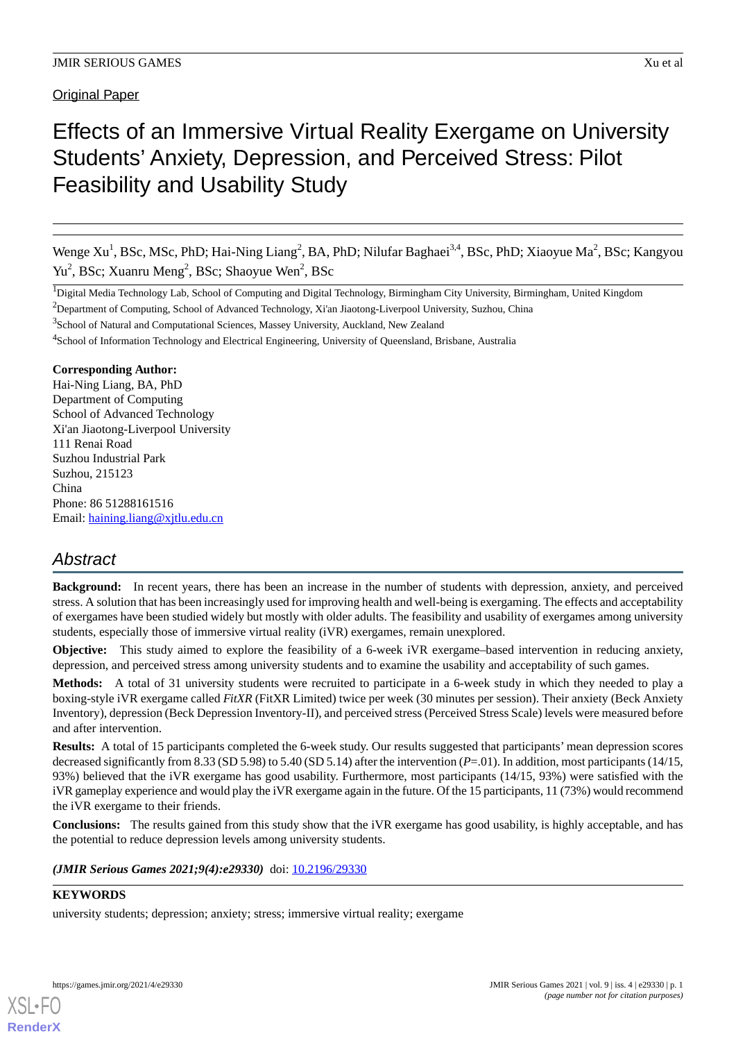Original Paper

# Effects of an Immersive Virtual Reality Exergame on University Students' Anxiety, Depression, and Perceived Stress: Pilot Feasibility and Usability Study

Wenge Xu[1], BSc, MSc, PhD; Hai-Ning Liang[2], BA, PhD; Nilufar Baghaei[3,4], BSc, PhD; Xiaoyue Ma[2], BSc; Kangyou Yu[2], BSc; Xuanru Meng[2], BSc; Shaoyue Wen[2], BSc

[1]Digital Media Technology Lab, School of Computing and Digital Technology, Birmingham City University, Birmingham, United Kingdom

[2]Department of Computing, School of Advanced Technology, Xi'an Jiaotong-Liverpool University, Suzhou, China

[3]School of Natural and Computational Sciences, Massey University, Auckland, New Zealand

[4]School of Information Technology and Electrical Engineering, University of Queensland, Brisbane, Australia

**Corresponding Author:**
Hai-Ning Liang, BA, PhD
Department of Computing
School of Advanced Technology
Xi'an Jiaotong-Liverpool University
111 Renai Road
Suzhou Industrial Park
Suzhou, 215123
China
Phone: 86 51288161516
Email: haining.liang@xjtlu.edu.cn

## Abstract

**Background:** In recent years, there has been an increase in the number of students with depression, anxiety, and perceived stress. A solution that has been increasingly used for improving health and well-being is exergaming. The effects and acceptability of exergames have been studied widely but mostly with older adults. The feasibility and usability of exergames among university students, especially those of immersive virtual reality (iVR) exergames, remain unexplored.

**Objective:** This study aimed to explore the feasibility of a 6-week iVR exergame–based intervention in reducing anxiety, depression, and perceived stress among university students and to examine the usability and acceptability of such games.

**Methods:** A total of 31 university students were recruited to participate in a 6-week study in which they needed to play a boxing-style iVR exergame called *FitXR* (FitXR Limited) twice per week (30 minutes per session). Their anxiety (Beck Anxiety Inventory), depression (Beck Depression Inventory-II), and perceived stress (Perceived Stress Scale) levels were measured before and after intervention.

**Results:** A total of 15 participants completed the 6-week study. Our results suggested that participants' mean depression scores decreased significantly from 8.33 (SD 5.98) to 5.40 (SD 5.14) after the intervention ($P$=.01). In addition, most participants (14/15, 93%) believed that the iVR exergame has good usability. Furthermore, most participants (14/15, 93%) were satisfied with the iVR gameplay experience and would play the iVR exergame again in the future. Of the 15 participants, 11 (73%) would recommend the iVR exergame to their friends.

**Conclusions:** The results gained from this study show that the iVR exergame has good usability, is highly acceptable, and has the potential to reduce depression levels among university students.

***(JMIR Serious Games 2021;9(4):e29330)*** doi: 10.2196/29330

**KEYWORDS**

university students; depression; anxiety; stress; immersive virtual reality; exergame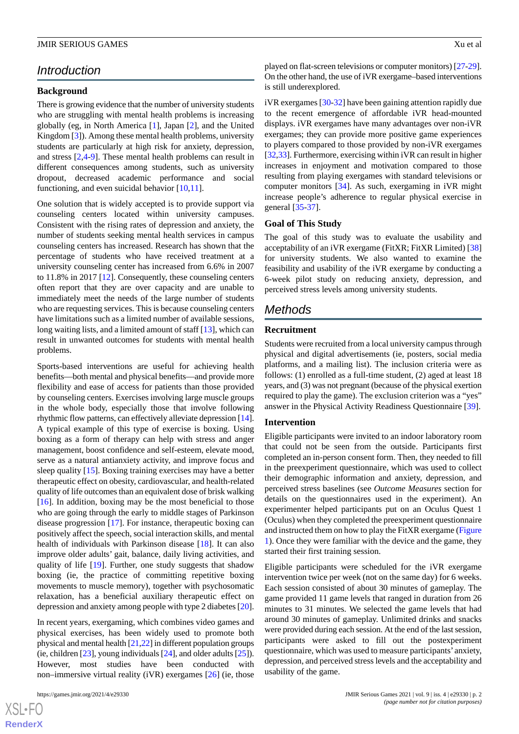## Introduction

### Background

There is growing evidence that the number of university students who are struggling with mental health problems is increasing globally (eg, in North America [1], Japan [2], and the United Kingdom [3]). Among these mental health problems, university students are particularly at high risk for anxiety, depression, and stress [2,4-9]. These mental health problems can result in different consequences among students, such as university dropout, decreased academic performance and social functioning, and even suicidal behavior [10,11].

One solution that is widely accepted is to provide support via counseling centers located within university campuses. Consistent with the rising rates of depression and anxiety, the number of students seeking mental health services in campus counseling centers has increased. Research has shown that the percentage of students who have received treatment at a university counseling center has increased from 6.6% in 2007 to 11.8% in 2017 [12]. Consequently, these counseling centers often report that they are over capacity and are unable to immediately meet the needs of the large number of students who are requesting services. This is because counseling centers have limitations such as a limited number of available sessions, long waiting lists, and a limited amount of staff [13], which can result in unwanted outcomes for students with mental health problems.

Sports-based interventions are useful for achieving health benefits—both mental and physical benefits—and provide more flexibility and ease of access for patients than those provided by counseling centers. Exercises involving large muscle groups in the whole body, especially those that involve following rhythmic flow patterns, can effectively alleviate depression [14]. A typical example of this type of exercise is boxing. Using boxing as a form of therapy can help with stress and anger management, boost confidence and self-esteem, elevate mood, serve as a natural antianxiety activity, and improve focus and sleep quality [15]. Boxing training exercises may have a better therapeutic effect on obesity, cardiovascular, and health-related quality of life outcomes than an equivalent dose of brisk walking [16]. In addition, boxing may be the most beneficial to those who are going through the early to middle stages of Parkinson disease progression [17]. For instance, therapeutic boxing can positively affect the speech, social interaction skills, and mental health of individuals with Parkinson disease [18]. It can also improve older adults' gait, balance, daily living activities, and quality of life [19]. Further, one study suggests that shadow boxing (ie, the practice of committing repetitive boxing movements to muscle memory), together with psychosomatic relaxation, has a beneficial auxiliary therapeutic effect on depression and anxiety among people with type 2 diabetes [20].

In recent years, exergaming, which combines video games and physical exercises, has been widely used to promote both physical and mental health [21,22] in different population groups (ie, children [23], young individuals [24], and older adults [25]). However, most studies have been conducted with non–immersive virtual reality (iVR) exergames [26] (ie, those played on flat-screen televisions or computer monitors) [27-29]. On the other hand, the use of iVR exergame–based interventions is still underexplored.

iVR exergames [30-32] have been gaining attention rapidly due to the recent emergence of affordable iVR head-mounted displays. iVR exergames have many advantages over non-iVR exergames; they can provide more positive game experiences to players compared to those provided by non-iVR exergames [32,33]. Furthermore, exercising within iVR can result in higher increases in enjoyment and motivation compared to those resulting from playing exergames with standard televisions or computer monitors [34]. As such, exergaming in iVR might increase people's adherence to regular physical exercise in general [35-37].

### Goal of This Study

The goal of this study was to evaluate the usability and acceptability of an iVR exergame (FitXR; FitXR Limited) [38] for university students. We also wanted to examine the feasibility and usability of the iVR exergame by conducting a 6-week pilot study on reducing anxiety, depression, and perceived stress levels among university students.

## Methods

### Recruitment

Students were recruited from a local university campus through physical and digital advertisements (ie, posters, social media platforms, and a mailing list). The inclusion criteria were as follows: (1) enrolled as a full-time student, (2) aged at least 18 years, and (3) was not pregnant (because of the physical exertion required to play the game). The exclusion criterion was a "yes" answer in the Physical Activity Readiness Questionnaire [39].

### Intervention

Eligible participants were invited to an indoor laboratory room that could not be seen from the outside. Participants first completed an in-person consent form. Then, they needed to fill in the preexperiment questionnaire, which was used to collect their demographic information and anxiety, depression, and perceived stress baselines (see *Outcome Measures* section for details on the questionnaires used in the experiment). An experimenter helped participants put on an Oculus Quest 1 (Oculus) when they completed the preexperiment questionnaire and instructed them on how to play the FitXR exergame (Figure 1). Once they were familiar with the device and the game, they started their first training session.

Eligible participants were scheduled for the iVR exergame intervention twice per week (not on the same day) for 6 weeks. Each session consisted of about 30 minutes of gameplay. The game provided 11 game levels that ranged in duration from 26 minutes to 31 minutes. We selected the game levels that had around 30 minutes of gameplay. Unlimited drinks and snacks were provided during each session. At the end of the last session, participants were asked to fill out the postexperiment questionnaire, which was used to measure participants' anxiety, depression, and perceived stress levels and the acceptability and usability of the game.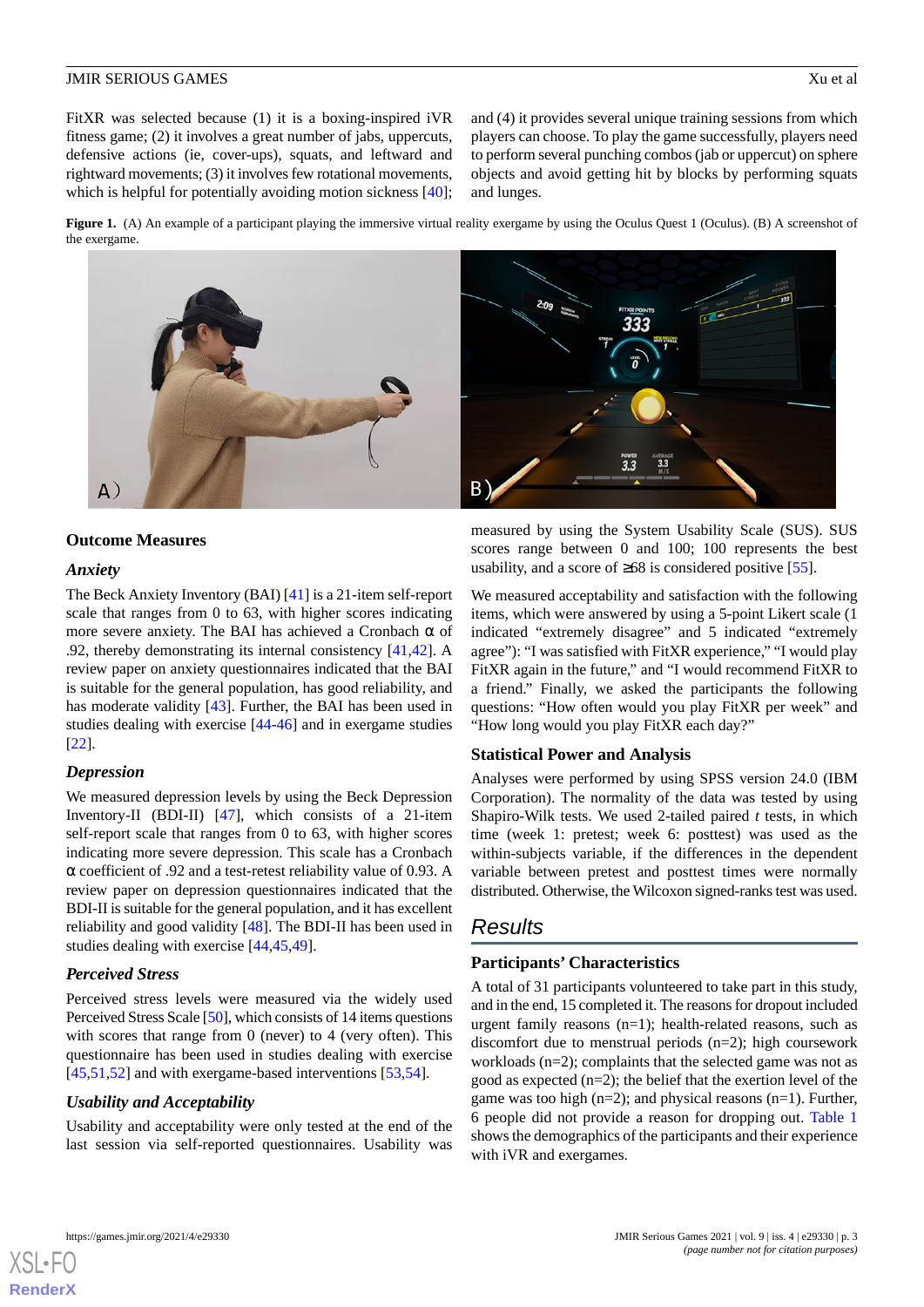FitXR was selected because (1) it is a boxing-inspired iVR fitness game; (2) it involves a great number of jabs, uppercuts, defensive actions (ie, cover-ups), squats, and leftward and rightward movements; (3) it involves few rotational movements, which is helpful for potentially avoiding motion sickness [40]; and (4) it provides several unique training sessions from which players can choose. To play the game successfully, players need to perform several punching combos (jab or uppercut) on sphere objects and avoid getting hit by blocks by performing squats and lunges.

**Figure 1.** (A) An example of a participant playing the immersive virtual reality exergame by using the Oculus Quest 1 (Oculus). (B) A screenshot of the exergame.

## Outcome Measures

### *Anxiety*

The Beck Anxiety Inventory (BAI) [41] is a 21-item self-report scale that ranges from 0 to 63, with higher scores indicating more severe anxiety. The BAI has achieved a Cronbach α of .92, thereby demonstrating its internal consistency [41,42]. A review paper on anxiety questionnaires indicated that the BAI is suitable for the general population, has good reliability, and has moderate validity [43]. Further, the BAI has been used in studies dealing with exercise [44-46] and in exergame studies [22].

### *Depression*

We measured depression levels by using the Beck Depression Inventory-II (BDI-II) [47], which consists of a 21-item self-report scale that ranges from 0 to 63, with higher scores indicating more severe depression. This scale has a Cronbach α coefficient of .92 and a test-retest reliability value of 0.93. A review paper on depression questionnaires indicated that the BDI-II is suitable for the general population, and it has excellent reliability and good validity [48]. The BDI-II has been used in studies dealing with exercise [44,45,49].

### *Perceived Stress*

Perceived stress levels were measured via the widely used Perceived Stress Scale [50], which consists of 14 items questions with scores that range from 0 (never) to 4 (very often). This questionnaire has been used in studies dealing with exercise [45,51,52] and with exergame-based interventions [53,54].

### *Usability and Acceptability*

Usability and acceptability were only tested at the end of the last session via self-reported questionnaires. Usability was measured by using the System Usability Scale (SUS). SUS scores range between 0 and 100; 100 represents the best usability, and a score of ≥68 is considered positive [55].

We measured acceptability and satisfaction with the following items, which were answered by using a 5-point Likert scale (1 indicated "extremely disagree" and 5 indicated "extremely agree"): "I was satisfied with FitXR experience," "I would play FitXR again in the future," and "I would recommend FitXR to a friend." Finally, we asked the participants the following questions: "How often would you play FitXR per week" and "How long would you play FitXR each day?"

## Statistical Power and Analysis

Analyses were performed by using SPSS version 24.0 (IBM Corporation). The normality of the data was tested by using Shapiro-Wilk tests. We used 2-tailed paired *t* tests, in which time (week 1: pretest; week 6: posttest) was used as the within-subjects variable, if the differences in the dependent variable between pretest and posttest times were normally distributed. Otherwise, the Wilcoxon signed-ranks test was used.

# Results

## Participants' Characteristics

A total of 31 participants volunteered to take part in this study, and in the end, 15 completed it. The reasons for dropout included urgent family reasons (n=1); health-related reasons, such as discomfort due to menstrual periods (n=2); high coursework workloads (n=2); complaints that the selected game was not as good as expected (n=2); the belief that the exertion level of the game was too high (n=2); and physical reasons (n=1). Further, 6 people did not provide a reason for dropping out. Table 1 shows the demographics of the participants and their experience with iVR and exergames.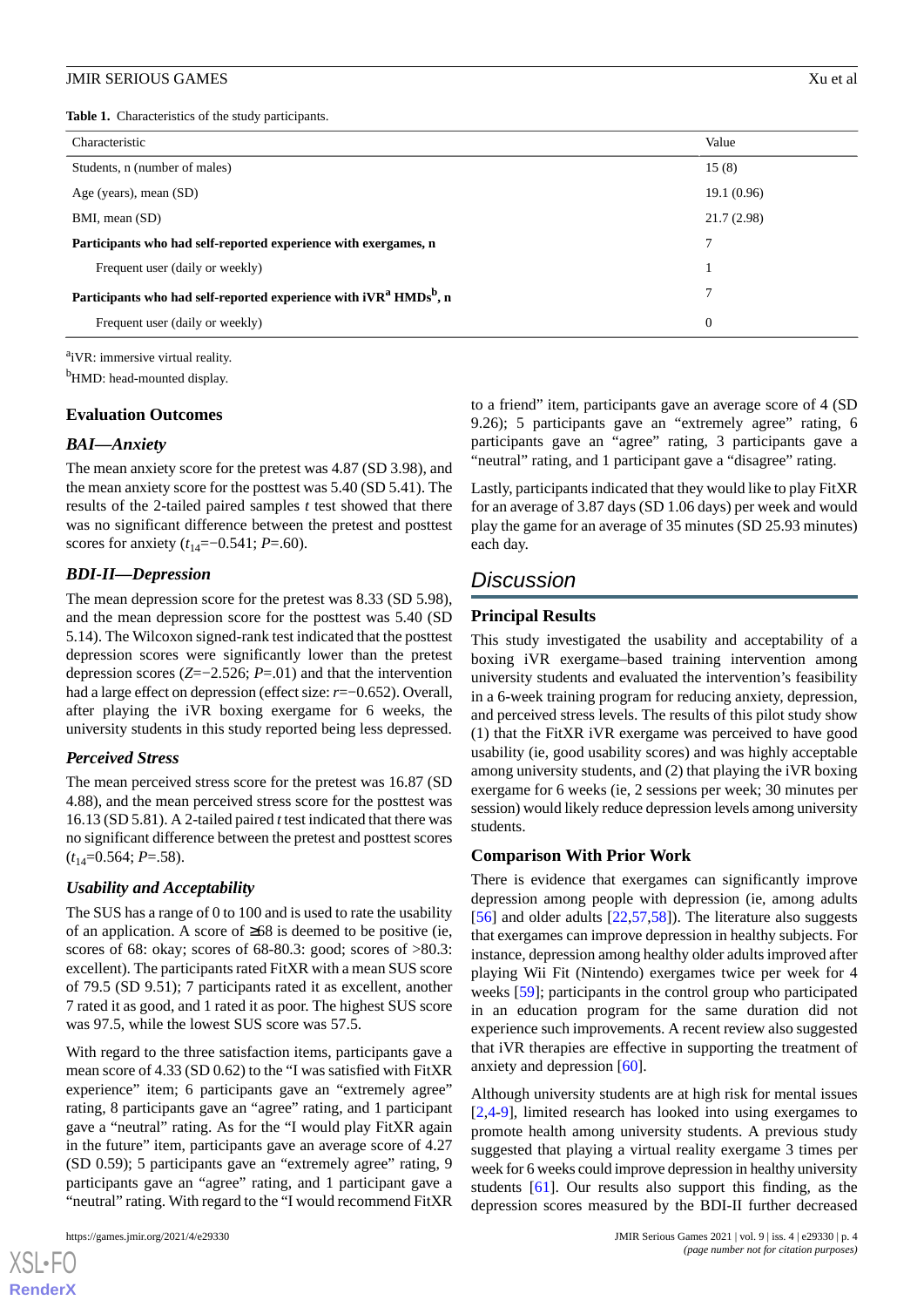**Table 1.** Characteristics of the study participants.

| Characteristic | Value |
|---|---|
| Students, n (number of males) | 15 (8) |
| Age (years), mean (SD) | 19.1 (0.96) |
| BMI, mean (SD) | 21.7 (2.98) |
| **Participants who had self-reported experience with exergames, n** | 7 |
| Frequent user (daily or weekly) | 1 |
| **Participants who had self-reported experience with iVR[a] HMDs[b], n** | 7 |
| Frequent user (daily or weekly) | 0 |

[a]iVR: immersive virtual reality.

[b]HMD: head-mounted display.

### Evaluation Outcomes

#### *BAI—Anxiety*

The mean anxiety score for the pretest was 4.87 (SD 3.98), and the mean anxiety score for the posttest was 5.40 (SD 5.41). The results of the 2-tailed paired samples *t* test showed that there was no significant difference between the pretest and posttest scores for anxiety ($t_{14}$=−0.541; *P*=.60).

#### *BDI-II—Depression*

The mean depression score for the pretest was 8.33 (SD 5.98), and the mean depression score for the posttest was 5.40 (SD 5.14). The Wilcoxon signed-rank test indicated that the posttest depression scores were significantly lower than the pretest depression scores (*Z*=−2.526; *P*=.01) and that the intervention had a large effect on depression (effect size: *r*=−0.652). Overall, after playing the iVR boxing exergame for 6 weeks, the university students in this study reported being less depressed.

#### *Perceived Stress*

The mean perceived stress score for the pretest was 16.87 (SD 4.88), and the mean perceived stress score for the posttest was 16.13 (SD 5.81). A 2-tailed paired *t* test indicated that there was no significant difference between the pretest and posttest scores ($t_{14}$=0.564; *P*=.58).

#### *Usability and Acceptability*

The SUS has a range of 0 to 100 and is used to rate the usability of an application. A score of ≥68 is deemed to be positive (ie, scores of 68: okay; scores of 68-80.3: good; scores of >80.3: excellent). The participants rated FitXR with a mean SUS score of 79.5 (SD 9.51); 7 participants rated it as excellent, another 7 rated it as good, and 1 rated it as poor. The highest SUS score was 97.5, while the lowest SUS score was 57.5.

With regard to the three satisfaction items, participants gave a mean score of 4.33 (SD 0.62) to the "I was satisfied with FitXR experience" item; 6 participants gave an "extremely agree" rating, 8 participants gave an "agree" rating, and 1 participant gave a "neutral" rating. As for the "I would play FitXR again in the future" item, participants gave an average score of 4.27 (SD 0.59); 5 participants gave an "extremely agree" rating, 9 participants gave an "agree" rating, and 1 participant gave a "neutral" rating. With regard to the "I would recommend FitXR to a friend" item, participants gave an average score of 4 (SD 9.26); 5 participants gave an "extremely agree" rating, 6 participants gave an "agree" rating, 3 participants gave a "neutral" rating, and 1 participant gave a "disagree" rating.

Lastly, participants indicated that they would like to play FitXR for an average of 3.87 days (SD 1.06 days) per week and would play the game for an average of 35 minutes (SD 25.93 minutes) each day.

## *Discussion*

### Principal Results

This study investigated the usability and acceptability of a boxing iVR exergame–based training intervention among university students and evaluated the intervention's feasibility in a 6-week training program for reducing anxiety, depression, and perceived stress levels. The results of this pilot study show (1) that the FitXR iVR exergame was perceived to have good usability (ie, good usability scores) and was highly acceptable among university students, and (2) that playing the iVR boxing exergame for 6 weeks (ie, 2 sessions per week; 30 minutes per session) would likely reduce depression levels among university students.

### Comparison With Prior Work

There is evidence that exergames can significantly improve depression among people with depression (ie, among adults [56] and older adults [22,57,58]). The literature also suggests that exergames can improve depression in healthy subjects. For instance, depression among healthy older adults improved after playing Wii Fit (Nintendo) exergames twice per week for 4 weeks [59]; participants in the control group who participated in an education program for the same duration did not experience such improvements. A recent review also suggested that iVR therapies are effective in supporting the treatment of anxiety and depression [60].

Although university students are at high risk for mental issues [2,4-9], limited research has looked into using exergames to promote health among university students. A previous study suggested that playing a virtual reality exergame 3 times per week for 6 weeks could improve depression in healthy university students [61]. Our results also support this finding, as the depression scores measured by the BDI-II further decreased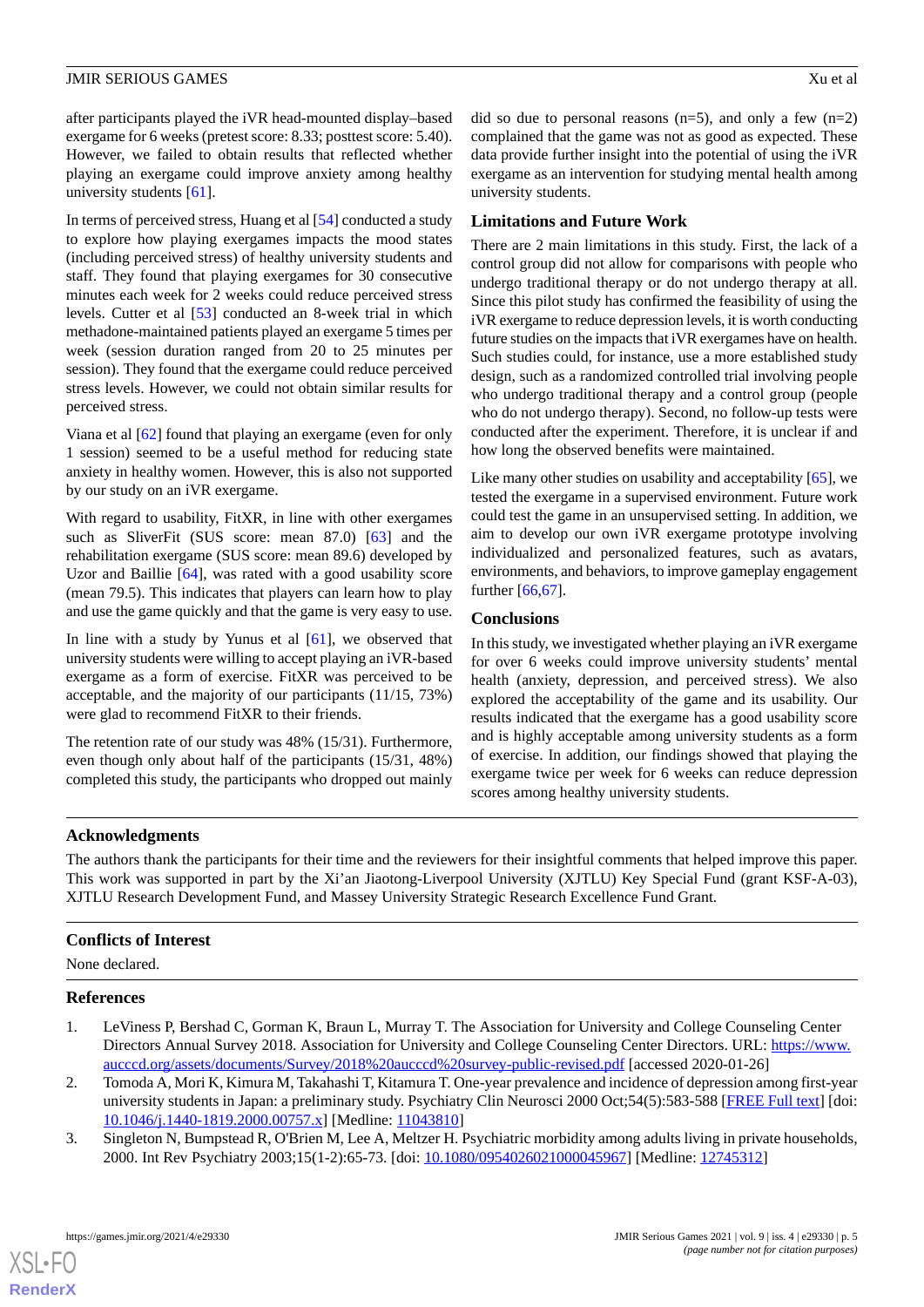after participants played the iVR head-mounted display–based exergame for 6 weeks (pretest score: 8.33; posttest score: 5.40). However, we failed to obtain results that reflected whether playing an exergame could improve anxiety among healthy university students [61].

In terms of perceived stress, Huang et al [54] conducted a study to explore how playing exergames impacts the mood states (including perceived stress) of healthy university students and staff. They found that playing exergames for 30 consecutive minutes each week for 2 weeks could reduce perceived stress levels. Cutter et al [53] conducted an 8-week trial in which methadone-maintained patients played an exergame 5 times per week (session duration ranged from 20 to 25 minutes per session). They found that the exergame could reduce perceived stress levels. However, we could not obtain similar results for perceived stress.

Viana et al [62] found that playing an exergame (even for only 1 session) seemed to be a useful method for reducing state anxiety in healthy women. However, this is also not supported by our study on an iVR exergame.

With regard to usability, FitXR, in line with other exergames such as SliverFit (SUS score: mean 87.0) [63] and the rehabilitation exergame (SUS score: mean 89.6) developed by Uzor and Baillie [64], was rated with a good usability score (mean 79.5). This indicates that players can learn how to play and use the game quickly and that the game is very easy to use.

In line with a study by Yunus et al [61], we observed that university students were willing to accept playing an iVR-based exergame as a form of exercise. FitXR was perceived to be acceptable, and the majority of our participants (11/15, 73%) were glad to recommend FitXR to their friends.

The retention rate of our study was 48% (15/31). Furthermore, even though only about half of the participants (15/31, 48%) completed this study, the participants who dropped out mainly did so due to personal reasons (n=5), and only a few (n=2) complained that the game was not as good as expected. These data provide further insight into the potential of using the iVR exergame as an intervention for studying mental health among university students.

## Limitations and Future Work

There are 2 main limitations in this study. First, the lack of a control group did not allow for comparisons with people who undergo traditional therapy or do not undergo therapy at all. Since this pilot study has confirmed the feasibility of using the iVR exergame to reduce depression levels, it is worth conducting future studies on the impacts that iVR exergames have on health. Such studies could, for instance, use a more established study design, such as a randomized controlled trial involving people who undergo traditional therapy and a control group (people who do not undergo therapy). Second, no follow-up tests were conducted after the experiment. Therefore, it is unclear if and how long the observed benefits were maintained.

Like many other studies on usability and acceptability [65], we tested the exergame in a supervised environment. Future work could test the game in an unsupervised setting. In addition, we aim to develop our own iVR exergame prototype involving individualized and personalized features, such as avatars, environments, and behaviors, to improve gameplay engagement further [66,67].

## Conclusions

In this study, we investigated whether playing an iVR exergame for over 6 weeks could improve university students' mental health (anxiety, depression, and perceived stress). We also explored the acceptability of the game and its usability. Our results indicated that the exergame has a good usability score and is highly acceptable among university students as a form of exercise. In addition, our findings showed that playing the exergame twice per week for 6 weeks can reduce depression scores among healthy university students.

## Acknowledgments

The authors thank the participants for their time and the reviewers for their insightful comments that helped improve this paper. This work was supported in part by the Xi'an Jiaotong-Liverpool University (XJTLU) Key Special Fund (grant KSF-A-03), XJTLU Research Development Fund, and Massey University Strategic Research Excellence Fund Grant.

## Conflicts of Interest

None declared.

## References

1. LeViness P, Bershad C, Gorman K, Braun L, Murray T. The Association for University and College Counseling Center Directors Annual Survey 2018. Association for University and College Counseling Center Directors. URL: https://www.aucccd.org/assets/documents/Survey/2018%20aucccd%20survey-public-revised.pdf [accessed 2020-01-26]
2. Tomoda A, Mori K, Kimura M, Takahashi T, Kitamura T. One-year prevalence and incidence of depression among first-year university students in Japan: a preliminary study. Psychiatry Clin Neurosci 2000 Oct;54(5):583-588 [FREE Full text] [doi: 10.1046/j.1440-1819.2000.00757.x] [Medline: 11043810]
3. Singleton N, Bumpstead R, O'Brien M, Lee A, Meltzer H. Psychiatric morbidity among adults living in private households, 2000. Int Rev Psychiatry 2003;15(1-2):65-73. [doi: 10.1080/0954026021000045967] [Medline: 12745312]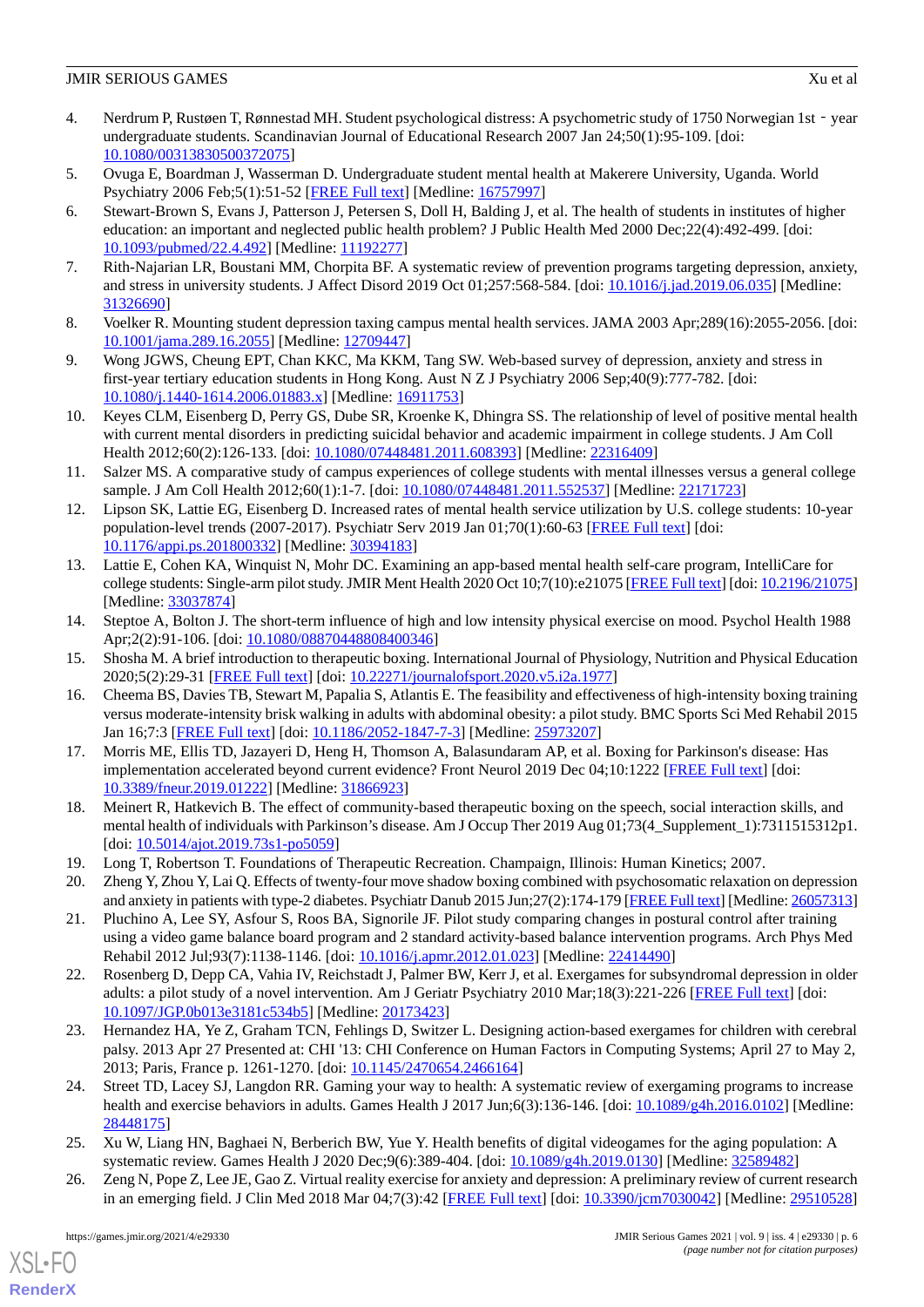4. Nerdrum P, Rustøen T, Rønnestad MH. Student psychological distress: A psychometric study of 1750 Norwegian 1st‐year undergraduate students. Scandinavian Journal of Educational Research 2007 Jan 24;50(1):95-109. [doi: 10.1080/00313830500372075]
5. Ovuga E, Boardman J, Wasserman D. Undergraduate student mental health at Makerere University, Uganda. World Psychiatry 2006 Feb;5(1):51-52 [FREE Full text] [Medline: 16757997]
6. Stewart-Brown S, Evans J, Patterson J, Petersen S, Doll H, Balding J, et al. The health of students in institutes of higher education: an important and neglected public health problem? J Public Health Med 2000 Dec;22(4):492-499. [doi: 10.1093/pubmed/22.4.492] [Medline: 11192277]
7. Rith-Najarian LR, Boustani MM, Chorpita BF. A systematic review of prevention programs targeting depression, anxiety, and stress in university students. J Affect Disord 2019 Oct 01;257:568-584. [doi: 10.1016/j.jad.2019.06.035] [Medline: 31326690]
8. Voelker R. Mounting student depression taxing campus mental health services. JAMA 2003 Apr;289(16):2055-2056. [doi: 10.1001/jama.289.16.2055] [Medline: 12709447]
9. Wong JGWS, Cheung EPT, Chan KKC, Ma KKM, Tang SW. Web-based survey of depression, anxiety and stress in first-year tertiary education students in Hong Kong. Aust N Z J Psychiatry 2006 Sep;40(9):777-782. [doi: 10.1080/j.1440-1614.2006.01883.x] [Medline: 16911753]
10. Keyes CLM, Eisenberg D, Perry GS, Dube SR, Kroenke K, Dhingra SS. The relationship of level of positive mental health with current mental disorders in predicting suicidal behavior and academic impairment in college students. J Am Coll Health 2012;60(2):126-133. [doi: 10.1080/07448481.2011.608393] [Medline: 22316409]
11. Salzer MS. A comparative study of campus experiences of college students with mental illnesses versus a general college sample. J Am Coll Health 2012;60(1):1-7. [doi: 10.1080/07448481.2011.552537] [Medline: 22171723]
12. Lipson SK, Lattie EG, Eisenberg D. Increased rates of mental health service utilization by U.S. college students: 10-year population-level trends (2007-2017). Psychiatr Serv 2019 Jan 01;70(1):60-63 [FREE Full text] [doi: 10.1176/appi.ps.201800332] [Medline: 30394183]
13. Lattie E, Cohen KA, Winquist N, Mohr DC. Examining an app-based mental health self-care program, IntelliCare for college students: Single-arm pilot study. JMIR Ment Health 2020 Oct 10;7(10):e21075 [FREE Full text] [doi: 10.2196/21075] [Medline: 33037874]
14. Steptoe A, Bolton J. The short-term influence of high and low intensity physical exercise on mood. Psychol Health 1988 Apr;2(2):91-106. [doi: 10.1080/08870448808400346]
15. Shosha M. A brief introduction to therapeutic boxing. International Journal of Physiology, Nutrition and Physical Education 2020;5(2):29-31 [FREE Full text] [doi: 10.22271/journalofsport.2020.v5.i2a.1977]
16. Cheema BS, Davies TB, Stewart M, Papalia S, Atlantis E. The feasibility and effectiveness of high-intensity boxing training versus moderate-intensity brisk walking in adults with abdominal obesity: a pilot study. BMC Sports Sci Med Rehabil 2015 Jan 16;7:3 [FREE Full text] [doi: 10.1186/2052-1847-7-3] [Medline: 25973207]
17. Morris ME, Ellis TD, Jazayeri D, Heng H, Thomson A, Balasundaram AP, et al. Boxing for Parkinson's disease: Has implementation accelerated beyond current evidence? Front Neurol 2019 Dec 04;10:1222 [FREE Full text] [doi: 10.3389/fneur.2019.01222] [Medline: 31866923]
18. Meinert R, Hatkevich B. The effect of community-based therapeutic boxing on the speech, social interaction skills, and mental health of individuals with Parkinson's disease. Am J Occup Ther 2019 Aug 01;73(4_Supplement_1):7311515312p1. [doi: 10.5014/ajot.2019.73s1-po5059]
19. Long T, Robertson T. Foundations of Therapeutic Recreation. Champaign, Illinois: Human Kinetics; 2007.
20. Zheng Y, Zhou Y, Lai Q. Effects of twenty-four move shadow boxing combined with psychosomatic relaxation on depression and anxiety in patients with type-2 diabetes. Psychiatr Danub 2015 Jun;27(2):174-179 [FREE Full text] [Medline: 26057313]
21. Pluchino A, Lee SY, Asfour S, Roos BA, Signorile JF. Pilot study comparing changes in postural control after training using a video game balance board program and 2 standard activity-based balance intervention programs. Arch Phys Med Rehabil 2012 Jul;93(7):1138-1146. [doi: 10.1016/j.apmr.2012.01.023] [Medline: 22414490]
22. Rosenberg D, Depp CA, Vahia IV, Reichstadt J, Palmer BW, Kerr J, et al. Exergames for subsyndromal depression in older adults: a pilot study of a novel intervention. Am J Geriatr Psychiatry 2010 Mar;18(3):221-226 [FREE Full text] [doi: 10.1097/JGP.0b013e3181c534b5] [Medline: 20173423]
23. Hernandez HA, Ye Z, Graham TCN, Fehlings D, Switzer L. Designing action-based exergames for children with cerebral palsy. 2013 Apr 27 Presented at: CHI '13: CHI Conference on Human Factors in Computing Systems; April 27 to May 2, 2013; Paris, France p. 1261-1270. [doi: 10.1145/2470654.2466164]
24. Street TD, Lacey SJ, Langdon RR. Gaming your way to health: A systematic review of exergaming programs to increase health and exercise behaviors in adults. Games Health J 2017 Jun;6(3):136-146. [doi: 10.1089/g4h.2016.0102] [Medline: 28448175]
25. Xu W, Liang HN, Baghaei N, Berberich BW, Yue Y. Health benefits of digital videogames for the aging population: A systematic review. Games Health J 2020 Dec;9(6):389-404. [doi: 10.1089/g4h.2019.0130] [Medline: 32589482]
26. Zeng N, Pope Z, Lee JE, Gao Z. Virtual reality exercise for anxiety and depression: A preliminary review of current research in an emerging field. J Clin Med 2018 Mar 04;7(3):42 [FREE Full text] [doi: 10.3390/jcm7030042] [Medline: 29510528]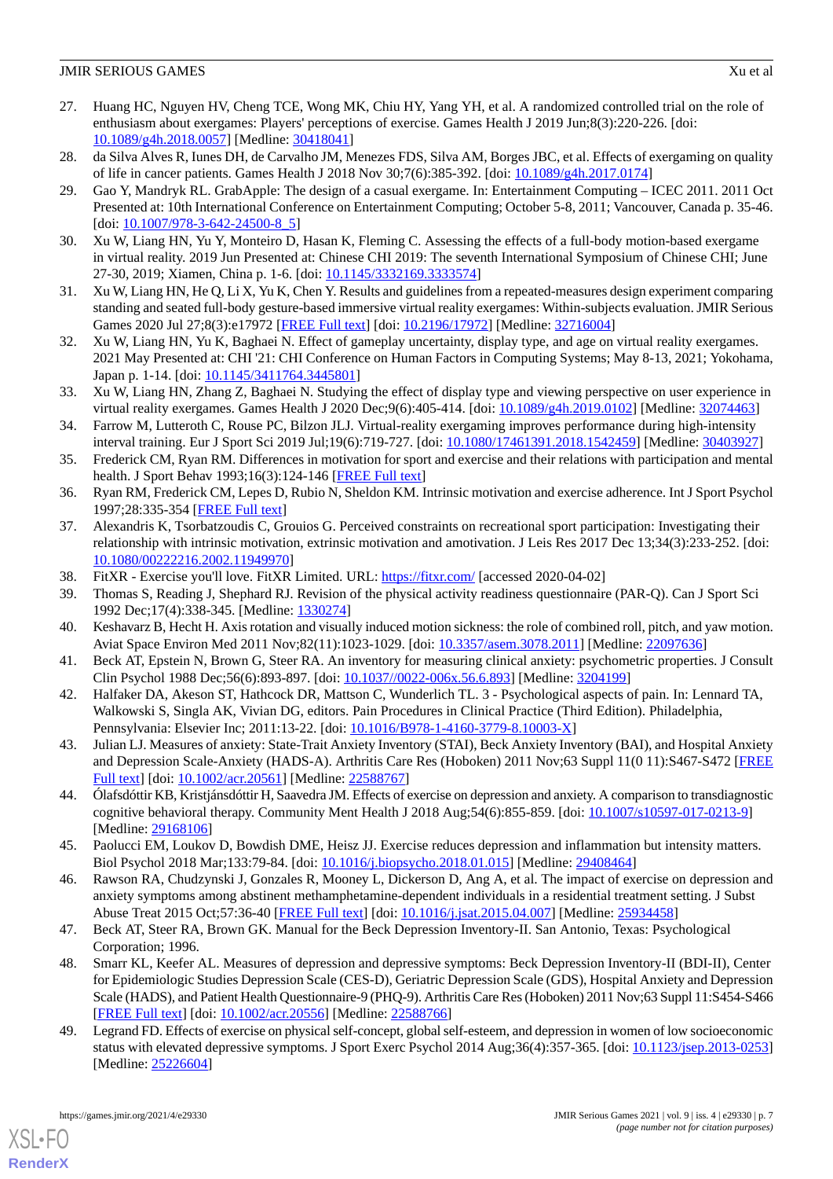27. Huang HC, Nguyen HV, Cheng TCE, Wong MK, Chiu HY, Yang YH, et al. A randomized controlled trial on the role of enthusiasm about exergames: Players' perceptions of exercise. Games Health J 2019 Jun;8(3):220-226. [doi: 10.1089/g4h.2018.0057] [Medline: 30418041]
28. da Silva Alves R, Iunes DH, de Carvalho JM, Menezes FDS, Silva AM, Borges JBC, et al. Effects of exergaming on quality of life in cancer patients. Games Health J 2018 Nov 30;7(6):385-392. [doi: 10.1089/g4h.2017.0174]
29. Gao Y, Mandryk RL. GrabApple: The design of a casual exergame. In: Entertainment Computing – ICEC 2011. 2011 Oct Presented at: 10th International Conference on Entertainment Computing; October 5-8, 2011; Vancouver, Canada p. 35-46. [doi: 10.1007/978-3-642-24500-8_5]
30. Xu W, Liang HN, Yu Y, Monteiro D, Hasan K, Fleming C. Assessing the effects of a full-body motion-based exergame in virtual reality. 2019 Jun Presented at: Chinese CHI 2019: The seventh International Symposium of Chinese CHI; June 27-30, 2019; Xiamen, China p. 1-6. [doi: 10.1145/3332169.3333574]
31. Xu W, Liang HN, He Q, Li X, Yu K, Chen Y. Results and guidelines from a repeated-measures design experiment comparing standing and seated full-body gesture-based immersive virtual reality exergames: Within-subjects evaluation. JMIR Serious Games 2020 Jul 27;8(3):e17972 [FREE Full text] [doi: 10.2196/17972] [Medline: 32716004]
32. Xu W, Liang HN, Yu K, Baghaei N. Effect of gameplay uncertainty, display type, and age on virtual reality exergames. 2021 May Presented at: CHI '21: CHI Conference on Human Factors in Computing Systems; May 8-13, 2021; Yokohama, Japan p. 1-14. [doi: 10.1145/3411764.3445801]
33. Xu W, Liang HN, Zhang Z, Baghaei N. Studying the effect of display type and viewing perspective on user experience in virtual reality exergames. Games Health J 2020 Dec;9(6):405-414. [doi: 10.1089/g4h.2019.0102] [Medline: 32074463]
34. Farrow M, Lutteroth C, Rouse PC, Bilzon JLJ. Virtual-reality exergaming improves performance during high-intensity interval training. Eur J Sport Sci 2019 Jul;19(6):719-727. [doi: 10.1080/17461391.2018.1542459] [Medline: 30403927]
35. Frederick CM, Ryan RM. Differences in motivation for sport and exercise and their relations with participation and mental health. J Sport Behav 1993;16(3):124-146 [FREE Full text]
36. Ryan RM, Frederick CM, Lepes D, Rubio N, Sheldon KM. Intrinsic motivation and exercise adherence. Int J Sport Psychol 1997;28:335-354 [FREE Full text]
37. Alexandris K, Tsorbatzoudis C, Grouios G. Perceived constraints on recreational sport participation: Investigating their relationship with intrinsic motivation, extrinsic motivation and amotivation. J Leis Res 2017 Dec 13;34(3):233-252. [doi: 10.1080/00222216.2002.11949970]
38. FitXR - Exercise you'll love. FitXR Limited. URL: https://fitxr.com/ [accessed 2020-04-02]
39. Thomas S, Reading J, Shephard RJ. Revision of the physical activity readiness questionnaire (PAR-Q). Can J Sport Sci 1992 Dec;17(4):338-345. [Medline: 1330274]
40. Keshavarz B, Hecht H. Axis rotation and visually induced motion sickness: the role of combined roll, pitch, and yaw motion. Aviat Space Environ Med 2011 Nov;82(11):1023-1029. [doi: 10.3357/asem.3078.2011] [Medline: 22097636]
41. Beck AT, Epstein N, Brown G, Steer RA. An inventory for measuring clinical anxiety: psychometric properties. J Consult Clin Psychol 1988 Dec;56(6):893-897. [doi: 10.1037//0022-006x.56.6.893] [Medline: 3204199]
42. Halfaker DA, Akeson ST, Hathcock DR, Mattson C, Wunderlich TL. 3 - Psychological aspects of pain. In: Lennard TA, Walkowski S, Singla AK, Vivian DG, editors. Pain Procedures in Clinical Practice (Third Edition). Philadelphia, Pennsylvania: Elsevier Inc; 2011:13-22. [doi: 10.1016/B978-1-4160-3779-8.10003-X]
43. Julian LJ. Measures of anxiety: State-Trait Anxiety Inventory (STAI), Beck Anxiety Inventory (BAI), and Hospital Anxiety and Depression Scale-Anxiety (HADS-A). Arthritis Care Res (Hoboken) 2011 Nov;63 Suppl 11(0 11):S467-S472 [FREE Full text] [doi: 10.1002/acr.20561] [Medline: 22588767]
44. Ólafsdóttir KB, Kristjánsdóttir H, Saavedra JM. Effects of exercise on depression and anxiety. A comparison to transdiagnostic cognitive behavioral therapy. Community Ment Health J 2018 Aug;54(6):855-859. [doi: 10.1007/s10597-017-0213-9] [Medline: 29168106]
45. Paolucci EM, Loukov D, Bowdish DME, Heisz JJ. Exercise reduces depression and inflammation but intensity matters. Biol Psychol 2018 Mar;133:79-84. [doi: 10.1016/j.biopsycho.2018.01.015] [Medline: 29408464]
46. Rawson RA, Chudzynski J, Gonzales R, Mooney L, Dickerson D, Ang A, et al. The impact of exercise on depression and anxiety symptoms among abstinent methamphetamine-dependent individuals in a residential treatment setting. J Subst Abuse Treat 2015 Oct;57:36-40 [FREE Full text] [doi: 10.1016/j.jsat.2015.04.007] [Medline: 25934458]
47. Beck AT, Steer RA, Brown GK. Manual for the Beck Depression Inventory-II. San Antonio, Texas: Psychological Corporation; 1996.
48. Smarr KL, Keefer AL. Measures of depression and depressive symptoms: Beck Depression Inventory-II (BDI-II), Center for Epidemiologic Studies Depression Scale (CES-D), Geriatric Depression Scale (GDS), Hospital Anxiety and Depression Scale (HADS), and Patient Health Questionnaire-9 (PHQ-9). Arthritis Care Res (Hoboken) 2011 Nov;63 Suppl 11:S454-S466 [FREE Full text] [doi: 10.1002/acr.20556] [Medline: 22588766]
49. Legrand FD. Effects of exercise on physical self-concept, global self-esteem, and depression in women of low socioeconomic status with elevated depressive symptoms. J Sport Exerc Psychol 2014 Aug;36(4):357-365. [doi: 10.1123/jsep.2013-0253] [Medline: 25226604]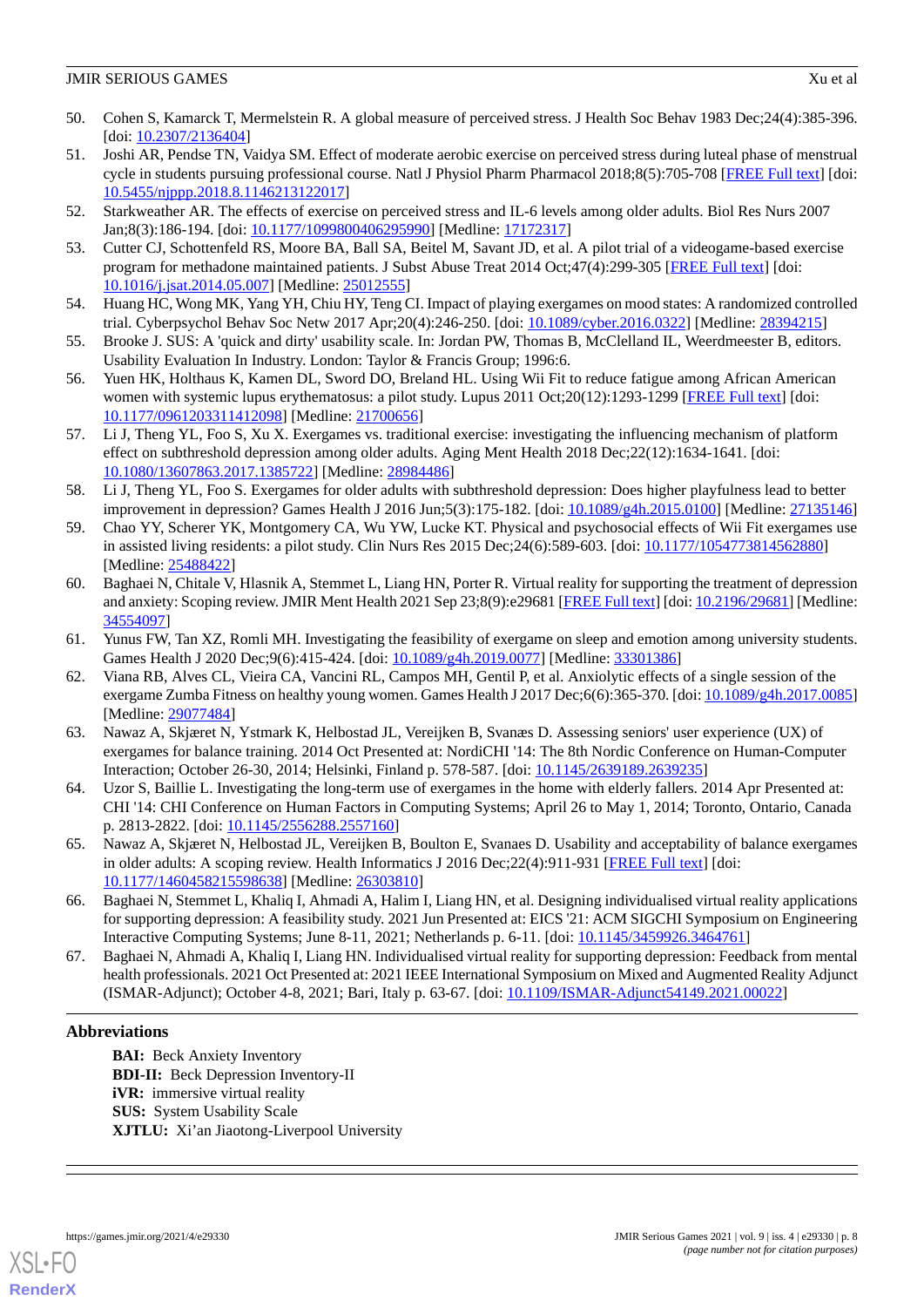50. Cohen S, Kamarck T, Mermelstein R. A global measure of perceived stress. J Health Soc Behav 1983 Dec;24(4):385-396. [doi: 10.2307/2136404]
51. Joshi AR, Pendse TN, Vaidya SM. Effect of moderate aerobic exercise on perceived stress during luteal phase of menstrual cycle in students pursuing professional course. Natl J Physiol Pharm Pharmacol 2018;8(5):705-708 [FREE Full text] [doi: 10.5455/njppp.2018.8.1146213122017]
52. Starkweather AR. The effects of exercise on perceived stress and IL-6 levels among older adults. Biol Res Nurs 2007 Jan;8(3):186-194. [doi: 10.1177/1099800406295990] [Medline: 17172317]
53. Cutter CJ, Schottenfeld RS, Moore BA, Ball SA, Beitel M, Savant JD, et al. A pilot trial of a videogame-based exercise program for methadone maintained patients. J Subst Abuse Treat 2014 Oct;47(4):299-305 [FREE Full text] [doi: 10.1016/j.jsat.2014.05.007] [Medline: 25012555]
54. Huang HC, Wong MK, Yang YH, Chiu HY, Teng CI. Impact of playing exergames on mood states: A randomized controlled trial. Cyberpsychol Behav Soc Netw 2017 Apr;20(4):246-250. [doi: 10.1089/cyber.2016.0322] [Medline: 28394215]
55. Brooke J. SUS: A 'quick and dirty' usability scale. In: Jordan PW, Thomas B, McClelland IL, Weerdmeester B, editors. Usability Evaluation In Industry. London: Taylor & Francis Group; 1996:6.
56. Yuen HK, Holthaus K, Kamen DL, Sword DO, Breland HL. Using Wii Fit to reduce fatigue among African American women with systemic lupus erythematosus: a pilot study. Lupus 2011 Oct;20(12):1293-1299 [FREE Full text] [doi: 10.1177/0961203311412098] [Medline: 21700656]
57. Li J, Theng YL, Foo S, Xu X. Exergames vs. traditional exercise: investigating the influencing mechanism of platform effect on subthreshold depression among older adults. Aging Ment Health 2018 Dec;22(12):1634-1641. [doi: 10.1080/13607863.2017.1385722] [Medline: 28984486]
58. Li J, Theng YL, Foo S. Exergames for older adults with subthreshold depression: Does higher playfulness lead to better improvement in depression? Games Health J 2016 Jun;5(3):175-182. [doi: 10.1089/g4h.2015.0100] [Medline: 27135146]
59. Chao YY, Scherer YK, Montgomery CA, Wu YW, Lucke KT. Physical and psychosocial effects of Wii Fit exergames use in assisted living residents: a pilot study. Clin Nurs Res 2015 Dec;24(6):589-603. [doi: 10.1177/1054773814562880] [Medline: 25488422]
60. Baghaei N, Chitale V, Hlasnik A, Stemmet L, Liang HN, Porter R. Virtual reality for supporting the treatment of depression and anxiety: Scoping review. JMIR Ment Health 2021 Sep 23;8(9):e29681 [FREE Full text] [doi: 10.2196/29681] [Medline: 34554097]
61. Yunus FW, Tan XZ, Romli MH. Investigating the feasibility of exergame on sleep and emotion among university students. Games Health J 2020 Dec;9(6):415-424. [doi: 10.1089/g4h.2019.0077] [Medline: 33301386]
62. Viana RB, Alves CL, Vieira CA, Vancini RL, Campos MH, Gentil P, et al. Anxiolytic effects of a single session of the exergame Zumba Fitness on healthy young women. Games Health J 2017 Dec;6(6):365-370. [doi: 10.1089/g4h.2017.0085] [Medline: 29077484]
63. Nawaz A, Skjæret N, Ystmark K, Helbostad JL, Vereijken B, Svanæs D. Assessing seniors' user experience (UX) of exergames for balance training. 2014 Oct Presented at: NordiCHI '14: The 8th Nordic Conference on Human-Computer Interaction; October 26-30, 2014; Helsinki, Finland p. 578-587. [doi: 10.1145/2639189.2639235]
64. Uzor S, Baillie L. Investigating the long-term use of exergames in the home with elderly fallers. 2014 Apr Presented at: CHI '14: CHI Conference on Human Factors in Computing Systems; April 26 to May 1, 2014; Toronto, Ontario, Canada p. 2813-2822. [doi: 10.1145/2556288.2557160]
65. Nawaz A, Skjæret N, Helbostad JL, Vereijken B, Boulton E, Svanaes D. Usability and acceptability of balance exergames in older adults: A scoping review. Health Informatics J 2016 Dec;22(4):911-931 [FREE Full text] [doi: 10.1177/1460458215598638] [Medline: 26303810]
66. Baghaei N, Stemmet L, Khaliq I, Ahmadi A, Halim I, Liang HN, et al. Designing individualised virtual reality applications for supporting depression: A feasibility study. 2021 Jun Presented at: EICS '21: ACM SIGCHI Symposium on Engineering Interactive Computing Systems; June 8-11, 2021; Netherlands p. 6-11. [doi: 10.1145/3459926.3464761]
67. Baghaei N, Ahmadi A, Khaliq I, Liang HN. Individualised virtual reality for supporting depression: Feedback from mental health professionals. 2021 Oct Presented at: 2021 IEEE International Symposium on Mixed and Augmented Reality Adjunct (ISMAR-Adjunct); October 4-8, 2021; Bari, Italy p. 63-67. [doi: 10.1109/ISMAR-Adjunct54149.2021.00022]

## Abbreviations

**BAI:** Beck Anxiety Inventory
**BDI-II:** Beck Depression Inventory-II
**iVR:** immersive virtual reality
**SUS:** System Usability Scale
**XJTLU:** Xi'an Jiaotong-Liverpool University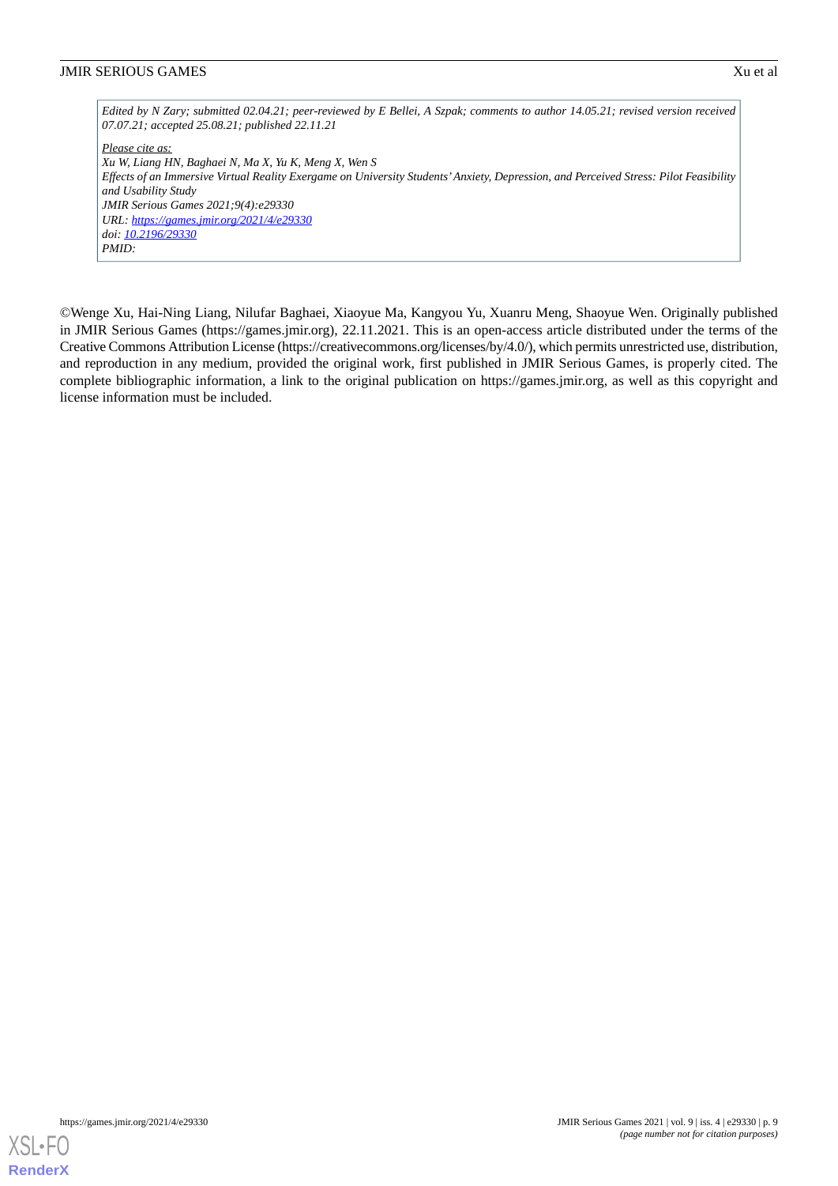*Edited by N Zary; submitted 02.04.21; peer-reviewed by E Bellei, A Szpak; comments to author 14.05.21; revised version received 07.07.21; accepted 25.08.21; published 22.11.21*

*Please cite as:*
*Xu W, Liang HN, Baghaei N, Ma X, Yu K, Meng X, Wen S*
*Effects of an Immersive Virtual Reality Exergame on University Students' Anxiety, Depression, and Perceived Stress: Pilot Feasibility and Usability Study*
*JMIR Serious Games 2021;9(4):e29330*
*URL: https://games.jmir.org/2021/4/e29330*
*doi: 10.2196/29330*
*PMID:*

©Wenge Xu, Hai-Ning Liang, Nilufar Baghaei, Xiaoyue Ma, Kangyou Yu, Xuanru Meng, Shaoyue Wen. Originally published in JMIR Serious Games (https://games.jmir.org), 22.11.2021. This is an open-access article distributed under the terms of the Creative Commons Attribution License (https://creativecommons.org/licenses/by/4.0/), which permits unrestricted use, distribution, and reproduction in any medium, provided the original work, first published in JMIR Serious Games, is properly cited. The complete bibliographic information, a link to the original publication on https://games.jmir.org, as well as this copyright and license information must be included.